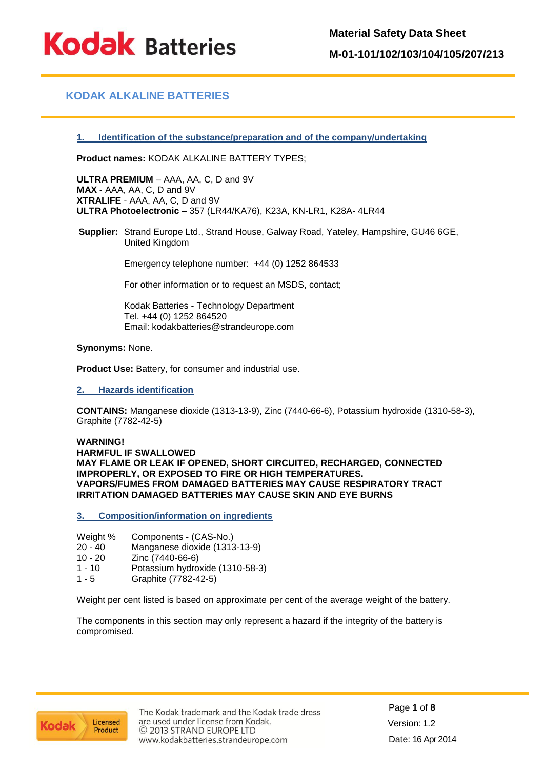# KODAK ALKALINE BATTERIES

Material Safety Data Sheet

M-01-101/102/103/104/105/207/213

## 1. Identification of the substance/preparation and of the company/undertaking

**Product names:** KODAK ALKALINE BATTERY TYPES;

**ULTRA PREMIUM** – AAA, AA, C, D and 9V
**MAX** - AAA, AA, C, D and 9V
**XTRALIFE** - AAA, AA, C, D and 9V
**ULTRA Photoelectronic** – 357 (LR44/KA76), K23A, KN-LR1, K28A- 4LR44

**Supplier:** Strand Europe Ltd., Strand House, Galway Road, Yateley, Hampshire, GU46 6GE, United Kingdom

Emergency telephone number: +44 (0) 1252 864533

For other information or to request an MSDS, contact;

Kodak Batteries - Technology Department
Tel. +44 (0) 1252 864520
Email: kodakbatteries@strandeurope.com

**Synonyms:** None.

**Product Use:** Battery, for consumer and industrial use.

## 2. Hazards identification

**CONTAINS:** Manganese dioxide (1313-13-9), Zinc (7440-66-6), Potassium hydroxide (1310-58-3), Graphite (7782-42-5)

**WARNING!**
**HARMFUL IF SWALLOWED**
**MAY FLAME OR LEAK IF OPENED, SHORT CIRCUITED, RECHARGED, CONNECTED IMPROPERLY, OR EXPOSED TO FIRE OR HIGH TEMPERATURES.**
**VAPORS/FUMES FROM DAMAGED BATTERIES MAY CAUSE RESPIRATORY TRACT IRRITATION DAMAGED BATTERIES MAY CAUSE SKIN AND EYE BURNS**

## 3. Composition/information on ingredients

| Weight % | Components - (CAS-No.) |
|---|---|
| 20 - 40 | Manganese dioxide (1313-13-9) |
| 10 - 20 | Zinc (7440-66-6) |
| 1 - 10 | Potassium hydroxide (1310-58-3) |
| 1 - 5 | Graphite (7782-42-5) |

Weight per cent listed is based on approximate per cent of the average weight of the battery.

The components in this section may only represent a hazard if the integrity of the battery is compromised.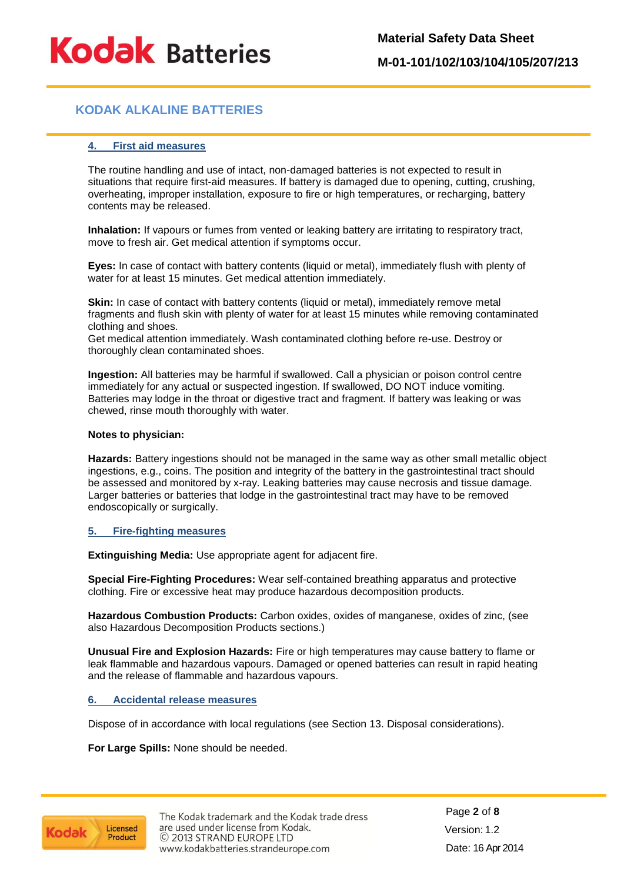## KODAK ALKALINE BATTERIES

### 4. First aid measures

The routine handling and use of intact, non-damaged batteries is not expected to result in situations that require first-aid measures. If battery is damaged due to opening, cutting, crushing, overheating, improper installation, exposure to fire or high temperatures, or recharging, battery contents may be released.

**Inhalation:** If vapours or fumes from vented or leaking battery are irritating to respiratory tract, move to fresh air. Get medical attention if symptoms occur.

**Eyes:** In case of contact with battery contents (liquid or metal), immediately flush with plenty of water for at least 15 minutes. Get medical attention immediately.

**Skin:** In case of contact with battery contents (liquid or metal), immediately remove metal fragments and flush skin with plenty of water for at least 15 minutes while removing contaminated clothing and shoes.
Get medical attention immediately. Wash contaminated clothing before re-use. Destroy or thoroughly clean contaminated shoes.

**Ingestion:** All batteries may be harmful if swallowed. Call a physician or poison control centre immediately for any actual or suspected ingestion. If swallowed, DO NOT induce vomiting. Batteries may lodge in the throat or digestive tract and fragment. If battery was leaking or was chewed, rinse mouth thoroughly with water.

**Notes to physician:**

**Hazards:** Battery ingestions should not be managed in the same way as other small metallic object ingestions, e.g., coins. The position and integrity of the battery in the gastrointestinal tract should be assessed and monitored by x-ray. Leaking batteries may cause necrosis and tissue damage. Larger batteries or batteries that lodge in the gastrointestinal tract may have to be removed endoscopically or surgically.

### 5. Fire-fighting measures

**Extinguishing Media:** Use appropriate agent for adjacent fire.

**Special Fire-Fighting Procedures:** Wear self-contained breathing apparatus and protective clothing. Fire or excessive heat may produce hazardous decomposition products.

**Hazardous Combustion Products:** Carbon oxides, oxides of manganese, oxides of zinc, (see also Hazardous Decomposition Products sections.)

**Unusual Fire and Explosion Hazards:** Fire or high temperatures may cause battery to flame or leak flammable and hazardous vapours. Damaged or opened batteries can result in rapid heating and the release of flammable and hazardous vapours.

### 6. Accidental release measures

Dispose of in accordance with local regulations (see Section 13. Disposal considerations).

**For Large Spills:** None should be needed.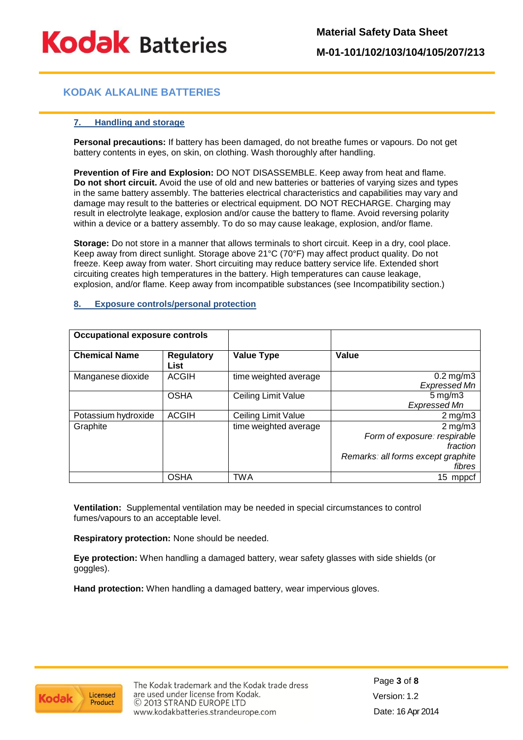## KODAK ALKALINE BATTERIES

### 7. Handling and storage

**Personal precautions:** If battery has been damaged, do not breathe fumes or vapours. Do not get battery contents in eyes, on skin, on clothing. Wash thoroughly after handling.

**Prevention of Fire and Explosion:** DO NOT DISASSEMBLE. Keep away from heat and flame. **Do not short circuit.** Avoid the use of old and new batteries or batteries of varying sizes and types in the same battery assembly. The batteries electrical characteristics and capabilities may vary and damage may result to the batteries or electrical equipment. DO NOT RECHARGE. Charging may result in electrolyte leakage, explosion and/or cause the battery to flame. Avoid reversing polarity within a device or a battery assembly. To do so may cause leakage, explosion, and/or flame.

**Storage:** Do not store in a manner that allows terminals to short circuit. Keep in a dry, cool place. Keep away from direct sunlight. Storage above 21°C (70°F) may affect product quality. Do not freeze. Keep away from heat. Short circuiting may reduce battery service life. Extended short circuiting creates high temperatures in the battery. High temperatures can cause leakage, explosion, and/or flame. Keep away from incompatible substances (see Incompatibility section.)

### 8. Exposure controls/personal protection

| **Occupational exposure controls** | | | |
|---|---|---|---|
| **Chemical Name** | **Regulatory List** | **Value Type** | **Value** |
| Manganese dioxide | ACGIH | time weighted average | 0.2 mg/m3 *Expressed Mn* |
| | OSHA | Ceiling Limit Value | 5 mg/m3 *Expressed Mn* |
| Potassium hydroxide | ACGIH | Ceiling Limit Value | 2 mg/m3 |
| Graphite | | time weighted average | 2 mg/m3 *Form of exposure: respirable fraction* *Remarks: all forms except graphite fibres* |
| | OSHA | TWA | 15 mppcf |

**Ventilation:** Supplemental ventilation may be needed in special circumstances to control fumes/vapours to an acceptable level.

**Respiratory protection:** None should be needed.

**Eye protection:** When handling a damaged battery, wear safety glasses with side shields (or goggles).

**Hand protection:** When handling a damaged battery, wear impervious gloves.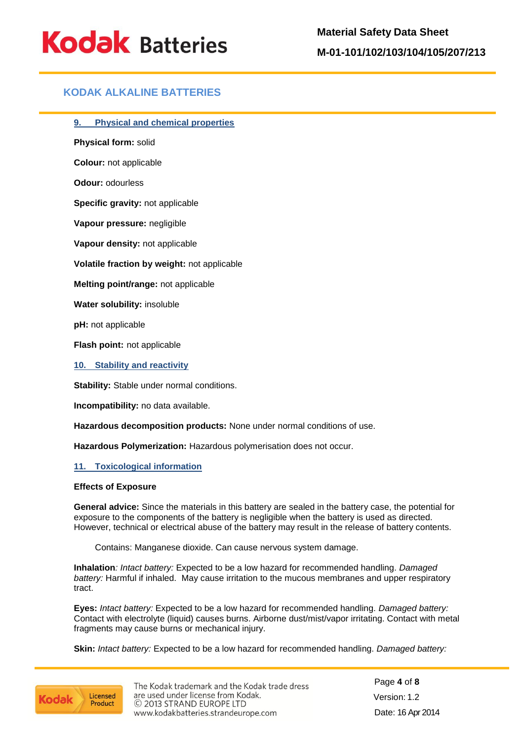## KODAK ALKALINE BATTERIES

### 9. Physical and chemical properties

**Physical form:** solid

**Colour:** not applicable

**Odour:** odourless

**Specific gravity:** not applicable

**Vapour pressure:** negligible

**Vapour density:** not applicable

**Volatile fraction by weight:** not applicable

**Melting point/range:** not applicable

**Water solubility:** insoluble

**pH:** not applicable

**Flash point:** not applicable

### 10. Stability and reactivity

**Stability:** Stable under normal conditions.

**Incompatibility:** no data available.

**Hazardous decomposition products:** None under normal conditions of use.

**Hazardous Polymerization:** Hazardous polymerisation does not occur.

### 11. Toxicological information

**Effects of Exposure**

**General advice:** Since the materials in this battery are sealed in the battery case, the potential for exposure to the components of the battery is negligible when the battery is used as directed. However, technical or electrical abuse of the battery may result in the release of battery contents.

Contains: Manganese dioxide. Can cause nervous system damage.

**Inhalation***: Intact battery:* Expected to be a low hazard for recommended handling. *Damaged battery:* Harmful if inhaled. May cause irritation to the mucous membranes and upper respiratory tract.

**Eyes:** *Intact battery:* Expected to be a low hazard for recommended handling. *Damaged battery:* Contact with electrolyte (liquid) causes burns. Airborne dust/mist/vapor irritating. Contact with metal fragments may cause burns or mechanical injury.

**Skin:** *Intact battery:* Expected to be a low hazard for recommended handling. *Damaged battery:*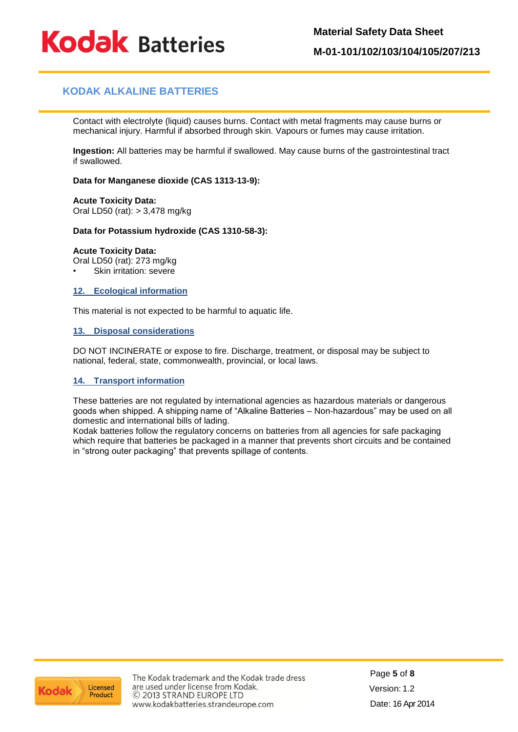Contact with electrolyte (liquid) causes burns. Contact with metal fragments may cause burns or mechanical injury. Harmful if absorbed through skin. Vapours or fumes may cause irritation.

**Ingestion:** All batteries may be harmful if swallowed. May cause burns of the gastrointestinal tract if swallowed.

**Data for Manganese dioxide (CAS 1313-13-9):**

**Acute Toxicity Data:**
Oral LD50 (rat): > 3,478 mg/kg

**Data for Potassium hydroxide (CAS 1310-58-3):**

**Acute Toxicity Data:**
Oral LD50 (rat): 273 mg/kg

- Skin irritation: severe

## 12. Ecological information

This material is not expected to be harmful to aquatic life.

## 13. Disposal considerations

DO NOT INCINERATE or expose to fire. Discharge, treatment, or disposal may be subject to national, federal, state, commonwealth, provincial, or local laws.

## 14. Transport information

These batteries are not regulated by international agencies as hazardous materials or dangerous goods when shipped. A shipping name of "Alkaline Batteries – Non-hazardous" may be used on all domestic and international bills of lading.
Kodak batteries follow the regulatory concerns on batteries from all agencies for safe packaging which require that batteries be packaged in a manner that prevents short circuits and be contained in "strong outer packaging" that prevents spillage of contents.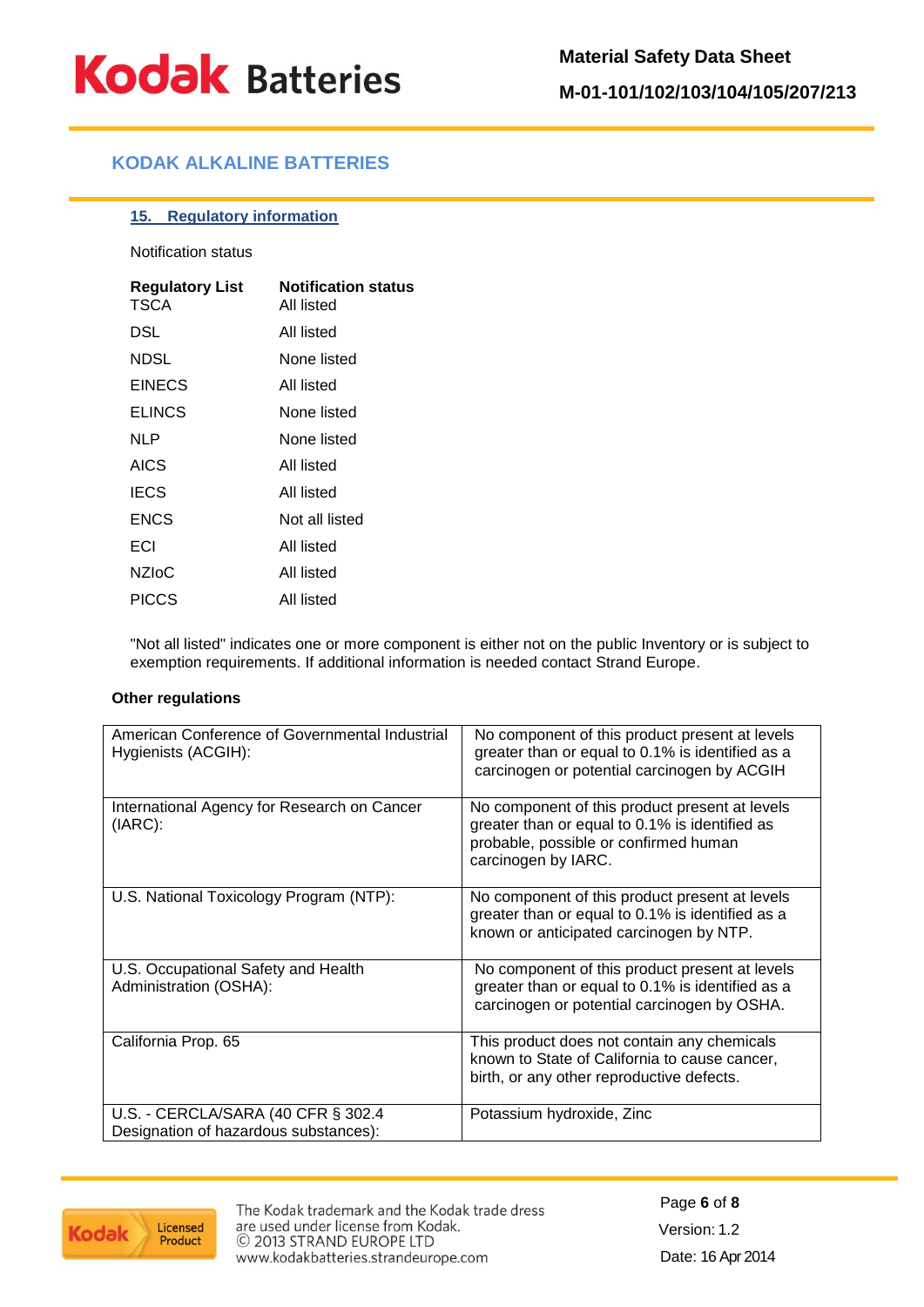## 15. Regulatory information

Notification status

| Regulatory List | Notification status |
|---|---|
| TSCA | All listed |
| DSL | All listed |
| NDSL | None listed |
| EINECS | All listed |
| ELINCS | None listed |
| NLP | None listed |
| AICS | All listed |
| IECS | All listed |
| ENCS | Not all listed |
| ECI | All listed |
| NZIoC | All listed |
| PICCS | All listed |

"Not all listed" indicates one or more component is either not on the public Inventory or is subject to exemption requirements. If additional information is needed contact Strand Europe.

**Other regulations**

| | |
|---|---|
| American Conference of Governmental Industrial Hygienists (ACGIH): | No component of this product present at levels greater than or equal to 0.1% is identified as a carcinogen or potential carcinogen by ACGIH |
| International Agency for Research on Cancer (IARC): | No component of this product present at levels greater than or equal to 0.1% is identified as probable, possible or confirmed human carcinogen by IARC. |
| U.S. National Toxicology Program (NTP): | No component of this product present at levels greater than or equal to 0.1% is identified as a known or anticipated carcinogen by NTP. |
| U.S. Occupational Safety and Health Administration (OSHA): | No component of this product present at levels greater than or equal to 0.1% is identified as a carcinogen or potential carcinogen by OSHA. |
| California Prop. 65 | This product does not contain any chemicals known to State of California to cause cancer, birth, or any other reproductive defects. |
| U.S. - CERCLA/SARA (40 CFR § 302.4 Designation of hazardous substances): | Potassium hydroxide, Zinc |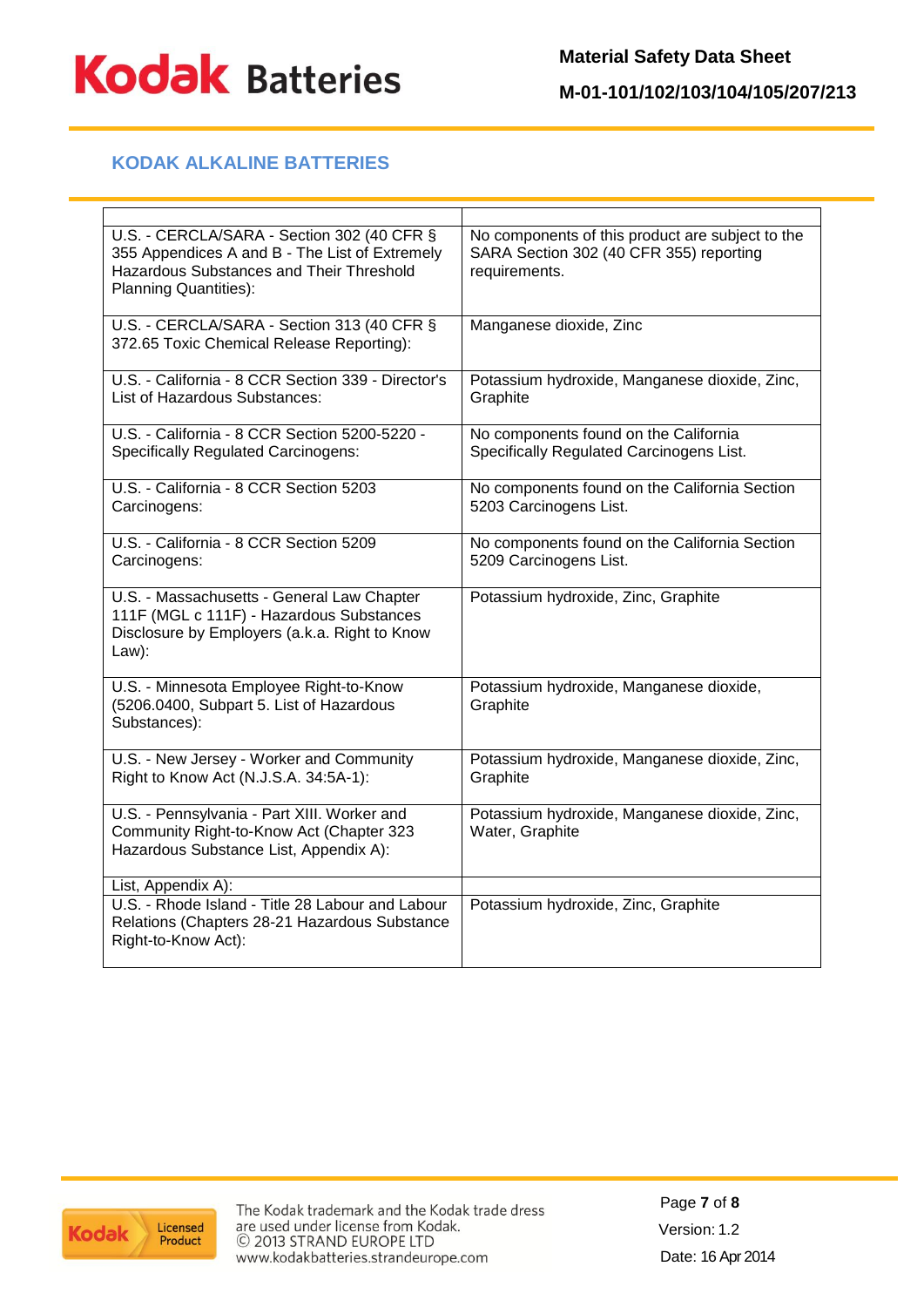## KODAK ALKALINE BATTERIES

| | |
|---|---|
| U.S. - CERCLA/SARA - Section 302 (40 CFR § 355 Appendices A and B - The List of Extremely Hazardous Substances and Their Threshold Planning Quantities): | No components of this product are subject to the SARA Section 302 (40 CFR 355) reporting requirements. |
| U.S. - CERCLA/SARA - Section 313 (40 CFR § 372.65 Toxic Chemical Release Reporting): | Manganese dioxide, Zinc |
| U.S. - California - 8 CCR Section 339 - Director's List of Hazardous Substances: | Potassium hydroxide, Manganese dioxide, Zinc, Graphite |
| U.S. - California - 8 CCR Section 5200-5220 - Specifically Regulated Carcinogens: | No components found on the California Specifically Regulated Carcinogens List. |
| U.S. - California - 8 CCR Section 5203 Carcinogens: | No components found on the California Section 5203 Carcinogens List. |
| U.S. - California - 8 CCR Section 5209 Carcinogens: | No components found on the California Section 5209 Carcinogens List. |
| U.S. - Massachusetts - General Law Chapter 111F (MGL c 111F) - Hazardous Substances Disclosure by Employers (a.k.a. Right to Know Law): | Potassium hydroxide, Zinc, Graphite |
| U.S. - Minnesota Employee Right-to-Know (5206.0400, Subpart 5. List of Hazardous Substances): | Potassium hydroxide, Manganese dioxide, Graphite |
| U.S. - New Jersey - Worker and Community Right to Know Act (N.J.S.A. 34:5A-1): | Potassium hydroxide, Manganese dioxide, Zinc, Graphite |
| U.S. - Pennsylvania - Part XIII. Worker and Community Right-to-Know Act (Chapter 323 Hazardous Substance List, Appendix A): | Potassium hydroxide, Manganese dioxide, Zinc, Water, Graphite |
| List, Appendix A): | |
| U.S. - Rhode Island - Title 28 Labour and Labour Relations (Chapters 28-21 Hazardous Substance Right-to-Know Act): | Potassium hydroxide, Zinc, Graphite |

The Kodak trademark and the Kodak trade dress are used under license from Kodak.
© 2013 STRAND EUROPE LTD
www.kodakbatteries.strandeurope.com

Version: 1.2

Date: 16 Apr 2014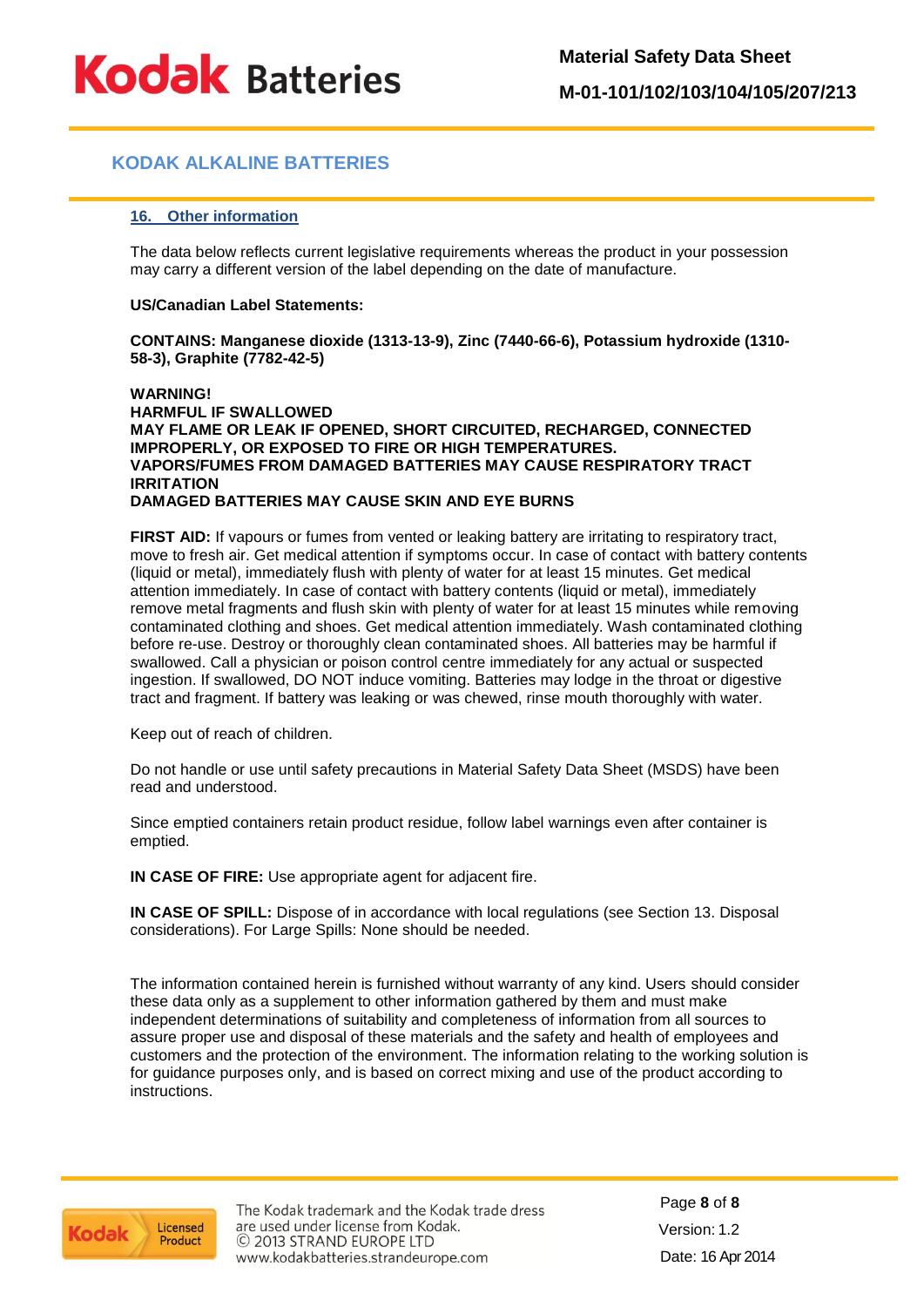## 16. Other information

The data below reflects current legislative requirements whereas the product in your possession may carry a different version of the label depending on the date of manufacture.

**US/Canadian Label Statements:**

**CONTAINS: Manganese dioxide (1313-13-9), Zinc (7440-66-6), Potassium hydroxide (1310-58-3), Graphite (7782-42-5)**

**WARNING!**
**HARMFUL IF SWALLOWED**
**MAY FLAME OR LEAK IF OPENED, SHORT CIRCUITED, RECHARGED, CONNECTED IMPROPERLY, OR EXPOSED TO FIRE OR HIGH TEMPERATURES.**
**VAPORS/FUMES FROM DAMAGED BATTERIES MAY CAUSE RESPIRATORY TRACT IRRITATION**
**DAMAGED BATTERIES MAY CAUSE SKIN AND EYE BURNS**

**FIRST AID:** If vapours or fumes from vented or leaking battery are irritating to respiratory tract, move to fresh air. Get medical attention if symptoms occur. In case of contact with battery contents (liquid or metal), immediately flush with plenty of water for at least 15 minutes. Get medical attention immediately. In case of contact with battery contents (liquid or metal), immediately remove metal fragments and flush skin with plenty of water for at least 15 minutes while removing contaminated clothing and shoes. Get medical attention immediately. Wash contaminated clothing before re-use. Destroy or thoroughly clean contaminated shoes. All batteries may be harmful if swallowed. Call a physician or poison control centre immediately for any actual or suspected ingestion. If swallowed, DO NOT induce vomiting. Batteries may lodge in the throat or digestive tract and fragment. If battery was leaking or was chewed, rinse mouth thoroughly with water.

Keep out of reach of children.

Do not handle or use until safety precautions in Material Safety Data Sheet (MSDS) have been read and understood.

Since emptied containers retain product residue, follow label warnings even after container is emptied.

**IN CASE OF FIRE:** Use appropriate agent for adjacent fire.

**IN CASE OF SPILL:** Dispose of in accordance with local regulations (see Section 13. Disposal considerations). For Large Spills: None should be needed.

The information contained herein is furnished without warranty of any kind. Users should consider these data only as a supplement to other information gathered by them and must make independent determinations of suitability and completeness of information from all sources to assure proper use and disposal of these materials and the safety and health of employees and customers and the protection of the environment. The information relating to the working solution is for guidance purposes only, and is based on correct mixing and use of the product according to instructions.